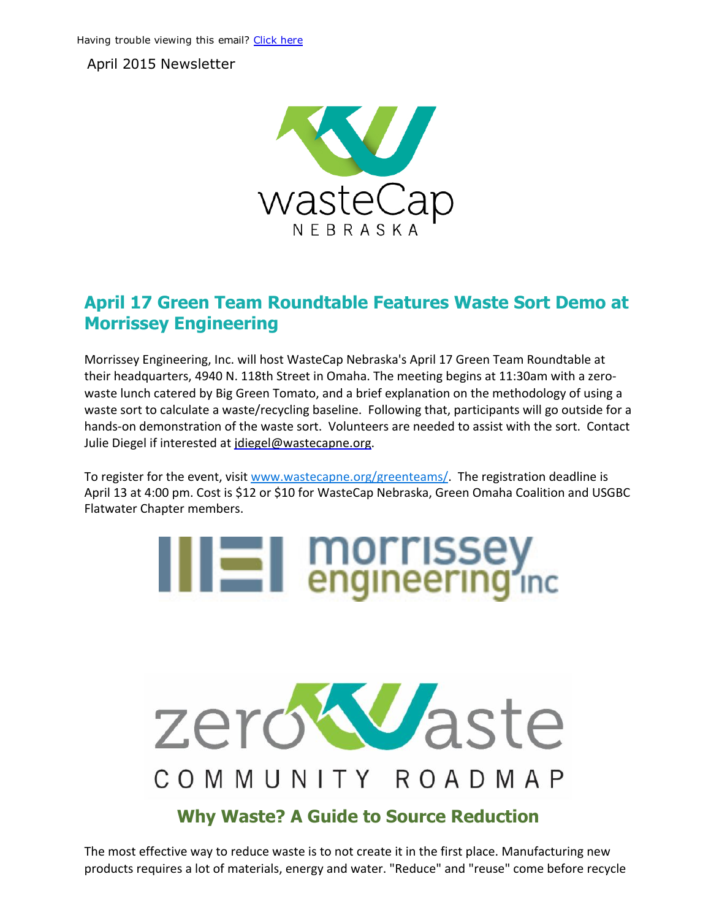Having trouble viewing this email? [Click here]

April 2015 Newsletter

## April 17 Green Team Roundtable Features Waste Sort Demo at Morrissey Engineering

Morrissey Engineering, Inc. will host WasteCap Nebraska's April 17 Green Team Roundtable at their headquarters, 4940 N. 118th Street in Omaha. The meeting begins at 11:30am with a zero-waste lunch catered by Big Green Tomato, and a brief explanation on the methodology of using a waste sort to calculate a waste/recycling baseline. Following that, participants will go outside for a hands-on demonstration of the waste sort. Volunteers are needed to assist with the sort. Contact Julie Diegel if interested at jdiegel@wastecapne.org.

To register for the event, visit www.wastecapne.org/greenteams/. The registration deadline is April 13 at 4:00 pm. Cost is $12 or $10 for WasteCap Nebraska, Green Omaha Coalition and USGBC Flatwater Chapter members.

## Why Waste? A Guide to Source Reduction

The most effective way to reduce waste is to not create it in the first place. Manufacturing new products requires a lot of materials, energy and water. "Reduce" and "reuse" come before recycle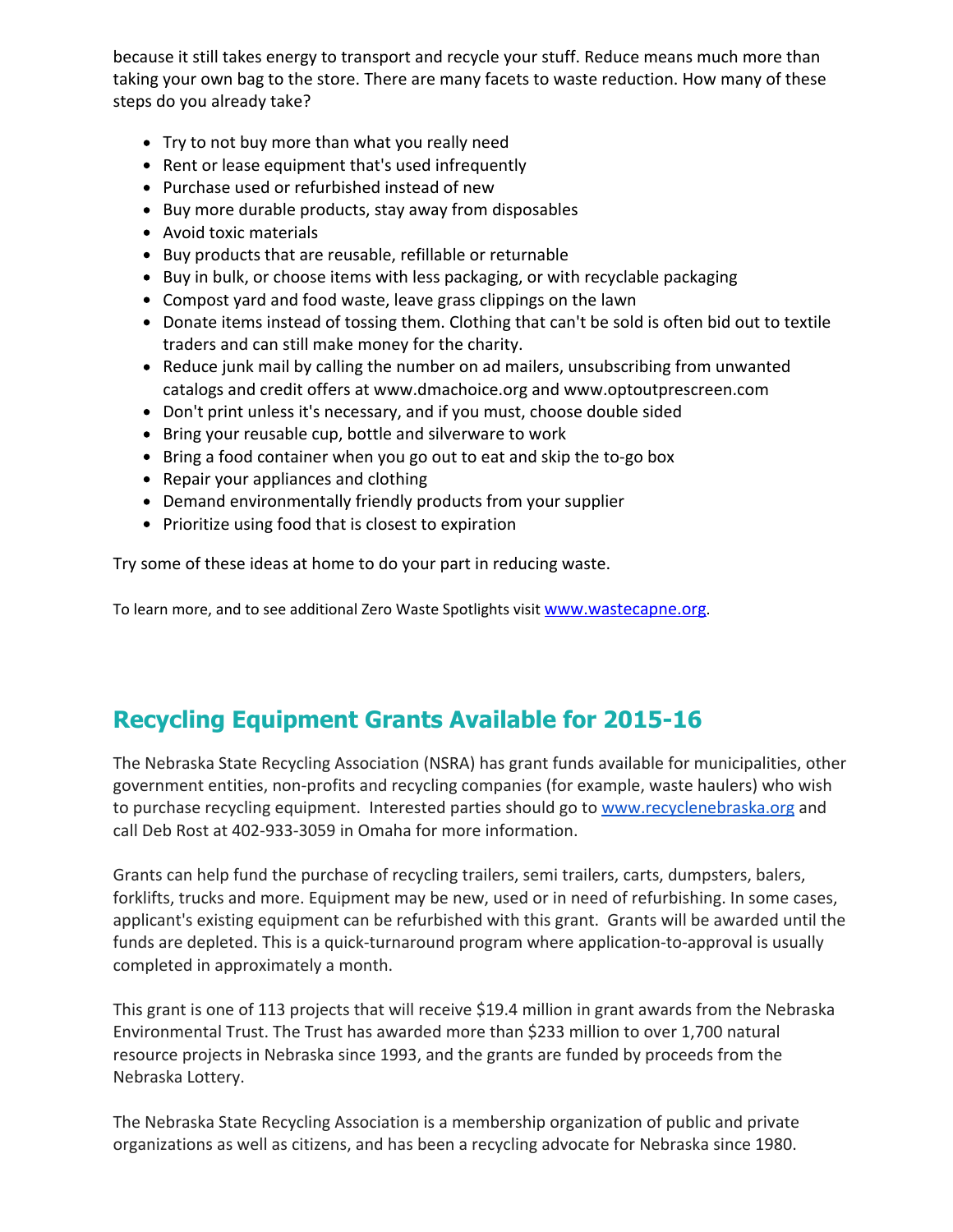because it still takes energy to transport and recycle your stuff. Reduce means much more than taking your own bag to the store. There are many facets to waste reduction. How many of these steps do you already take?

- Try to not buy more than what you really need
- Rent or lease equipment that's used infrequently
- Purchase used or refurbished instead of new
- Buy more durable products, stay away from disposables
- Avoid toxic materials
- Buy products that are reusable, refillable or returnable
- Buy in bulk, or choose items with less packaging, or with recyclable packaging
- Compost yard and food waste, leave grass clippings on the lawn
- Donate items instead of tossing them. Clothing that can't be sold is often bid out to textile traders and can still make money for the charity.
- Reduce junk mail by calling the number on ad mailers, unsubscribing from unwanted catalogs and credit offers at www.dmachoice.org and www.optoutprescreen.com
- Don't print unless it's necessary, and if you must, choose double sided
- Bring your reusable cup, bottle and silverware to work
- Bring a food container when you go out to eat and skip the to-go box
- Repair your appliances and clothing
- Demand environmentally friendly products from your supplier
- Prioritize using food that is closest to expiration

Try some of these ideas at home to do your part in reducing waste.

To learn more, and to see additional Zero Waste Spotlights visit [www.wastecapne.org](http://www.wastecapne.org).

## Recycling Equipment Grants Available for 2015-16

The Nebraska State Recycling Association (NSRA) has grant funds available for municipalities, other government entities, non-profits and recycling companies (for example, waste haulers) who wish to purchase recycling equipment. Interested parties should go to [www.recyclenebraska.org](http://www.recyclenebraska.org) and call Deb Rost at 402-933-3059 in Omaha for more information.

Grants can help fund the purchase of recycling trailers, semi trailers, carts, dumpsters, balers, forklifts, trucks and more. Equipment may be new, used or in need of refurbishing. In some cases, applicant's existing equipment can be refurbished with this grant. Grants will be awarded until the funds are depleted. This is a quick-turnaround program where application-to-approval is usually completed in approximately a month.

This grant is one of 113 projects that will receive $19.4 million in grant awards from the Nebraska Environmental Trust. The Trust has awarded more than $233 million to over 1,700 natural resource projects in Nebraska since 1993, and the grants are funded by proceeds from the Nebraska Lottery.

The Nebraska State Recycling Association is a membership organization of public and private organizations as well as citizens, and has been a recycling advocate for Nebraska since 1980.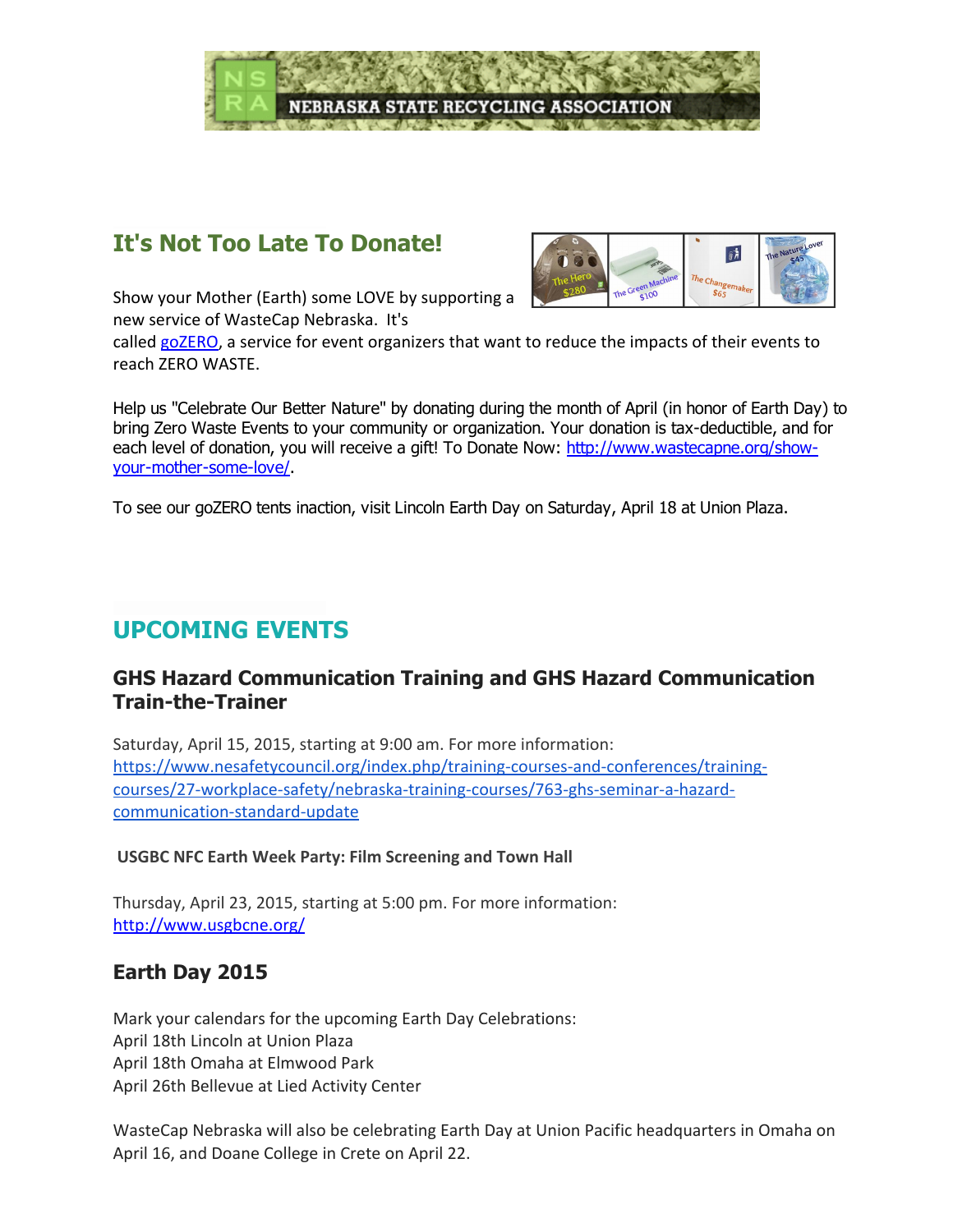# NEBRASKA STATE RECYCLING ASSOCIATION

## It's Not Too Late To Donate!

Show your Mother (Earth) some LOVE by supporting a new service of WasteCap Nebraska. It's called goZERO, a service for event organizers that want to reduce the impacts of their events to reach ZERO WASTE.

Help us "Celebrate Our Better Nature" by donating during the month of April (in honor of Earth Day) to bring Zero Waste Events to your community or organization. Your donation is tax-deductible, and for each level of donation, you will receive a gift! To Donate Now: http://www.wastecapne.org/show-your-mother-some-love/.

To see our goZERO tents inaction, visit Lincoln Earth Day on Saturday, April 18 at Union Plaza.

## UPCOMING EVENTS

### GHS Hazard Communication Training and GHS Hazard Communication Train-the-Trainer

Saturday, April 15, 2015, starting at 9:00 am. For more information: https://www.nesafetycouncil.org/index.php/training-courses-and-conferences/training-courses/27-workplace-safety/nebraska-training-courses/763-ghs-seminar-a-hazard-communication-standard-update

**USGBC NFC Earth Week Party: Film Screening and Town Hall**

Thursday, April 23, 2015, starting at 5:00 pm. For more information: http://www.usgbcne.org/

### Earth Day 2015

Mark your calendars for the upcoming Earth Day Celebrations:
April 18th Lincoln at Union Plaza
April 18th Omaha at Elmwood Park
April 26th Bellevue at Lied Activity Center

WasteCap Nebraska will also be celebrating Earth Day at Union Pacific headquarters in Omaha on April 16, and Doane College in Crete on April 22.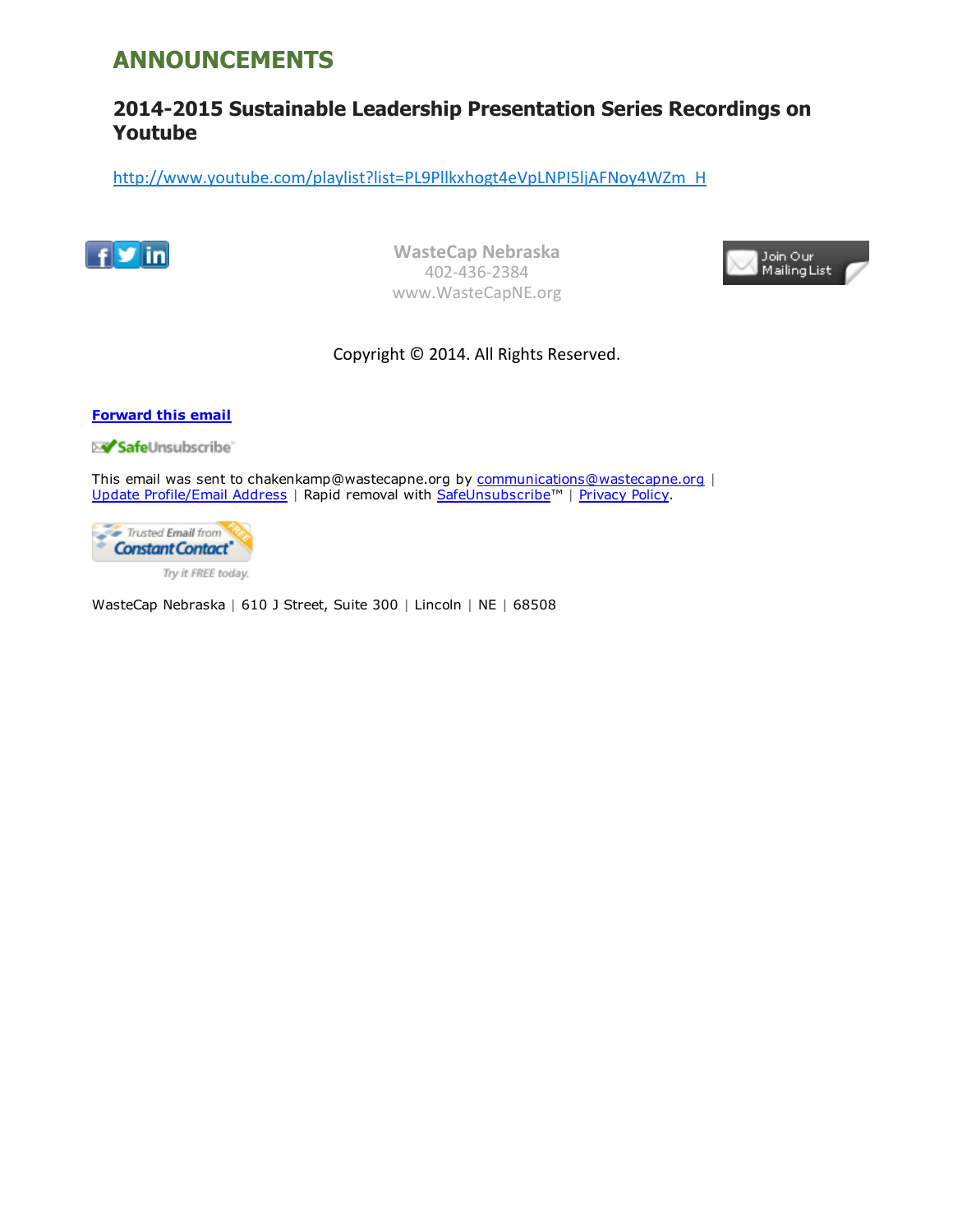## ANNOUNCEMENTS

### 2014-2015 Sustainable Leadership Presentation Series Recordings on Youtube

http://www.youtube.com/playlist?list=PL9Pllkxhogt4eVpLNPI5ljAFNoy4WZm_H

WasteCap Nebraska
402-436-2384
www.WasteCapNE.org

Join Our Mailing List

Copyright © 2014. All Rights Reserved.

**Forward this email**

SafeUnsubscribe™

This email was sent to chakenkamp@wastecapne.org by communications@wastecapne.org | Update Profile/Email Address | Rapid removal with SafeUnsubscribe™ | Privacy Policy.

Trusted Email from Constant Contact
Try it FREE today.

WasteCap Nebraska | 610 J Street, Suite 300 | Lincoln | NE | 68508